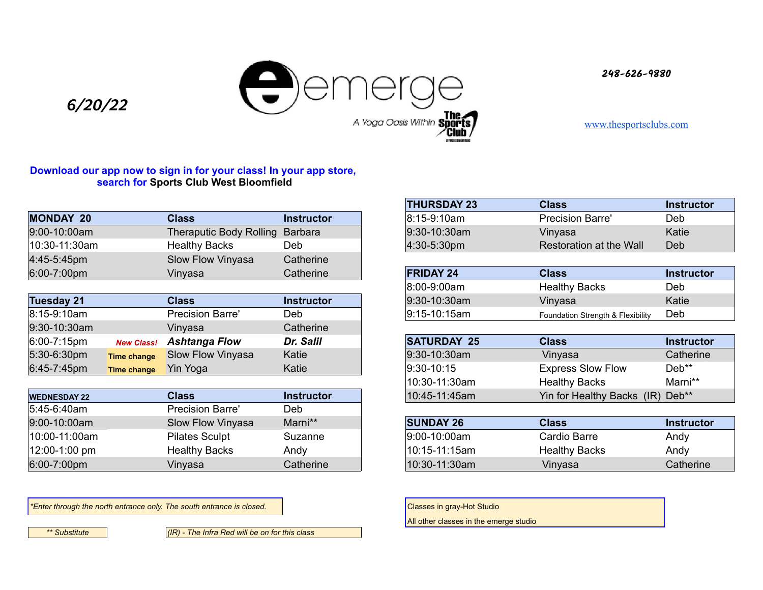6/20/22

# emerge

A Yoga Oasis Within The Sports Club of West Bloomfield

248-626-9880

www.thesportsclubs.com

**Download our app now to sign in for your class! In your app store, search for Sports Club West Bloomfield**

| MONDAY 20 | | Class | Instructor |
|---|---|---|---|
| 9:00-10:00am | | Theraputic Body Rolling | Barbara |
| 10:30-11:30am | | Healthy Backs | Deb |
| 4:45-5:45pm | | Slow Flow Vinyasa | Catherine |
| 6:00-7:00pm | | Vinyasa | Catherine |

| Tuesday 21 | | Class | Instructor |
|---|---|---|---|
| 8:15-9:10am | | Precision Barre' | Deb |
| 9:30-10:30am | | Vinyasa | Catherine |
| 6:00-7:15pm | *New Class!* | ***Ashtanga Flow*** | ***Dr. Salil*** |
| 5:30-6:30pm | Time change | Slow Flow Vinyasa | Katie |
| 6:45-7:45pm | Time change | Yin Yoga | Katie |

| WEDNESDAY 22 | Class | Instructor |
|---|---|---|
| 5:45-6:40am | Precision Barre' | Deb |
| 9:00-10:00am | Slow Flow Vinyasa | Marni** |
| 10:00-11:00am | Pilates Sculpt | Suzanne |
| 12:00-1:00 pm | Healthy Backs | Andy |
| 6:00-7:00pm | Vinyasa | Catherine |

| THURSDAY 23 | Class | Instructor |
|---|---|---|
| 8:15-9:10am | Precision Barre' | Deb |
| 9:30-10:30am | Vinyasa | Katie |
| 4:30-5:30pm | Restoration at the Wall | Deb |

| FRIDAY 24 | Class | Instructor |
|---|---|---|
| 8:00-9:00am | Healthy Backs | Deb |
| 9:30-10:30am | Vinyasa | Katie |
| 9:15-10:15am | Foundation Strength & Flexibility | Deb |

| SATURDAY 25 | Class | Instructor |
|---|---|---|
| 9:30-10:30am | Vinyasa | Catherine |
| 9:30-10:15 | Express Slow Flow | Deb** |
| 10:30-11:30am | Healthy Backs | Marni** |
| 10:45-11:45am | Yin for Healthy Backs (IR) | Deb** |

| SUNDAY 26 | Class | Instructor |
|---|---|---|
| 9:00-10:00am | Cardio Barre | Andy |
| 10:15-11:15am | Healthy Backs | Andy |
| 10:30-11:30am | Vinyasa | Catherine |

*\*Enter through the north entrance only. The south entrance is closed.*

Classes in gray-Hot Studio
All other classes in the emerge studio

*** Substitute*

*(IR) - The Infra Red will be on for this class*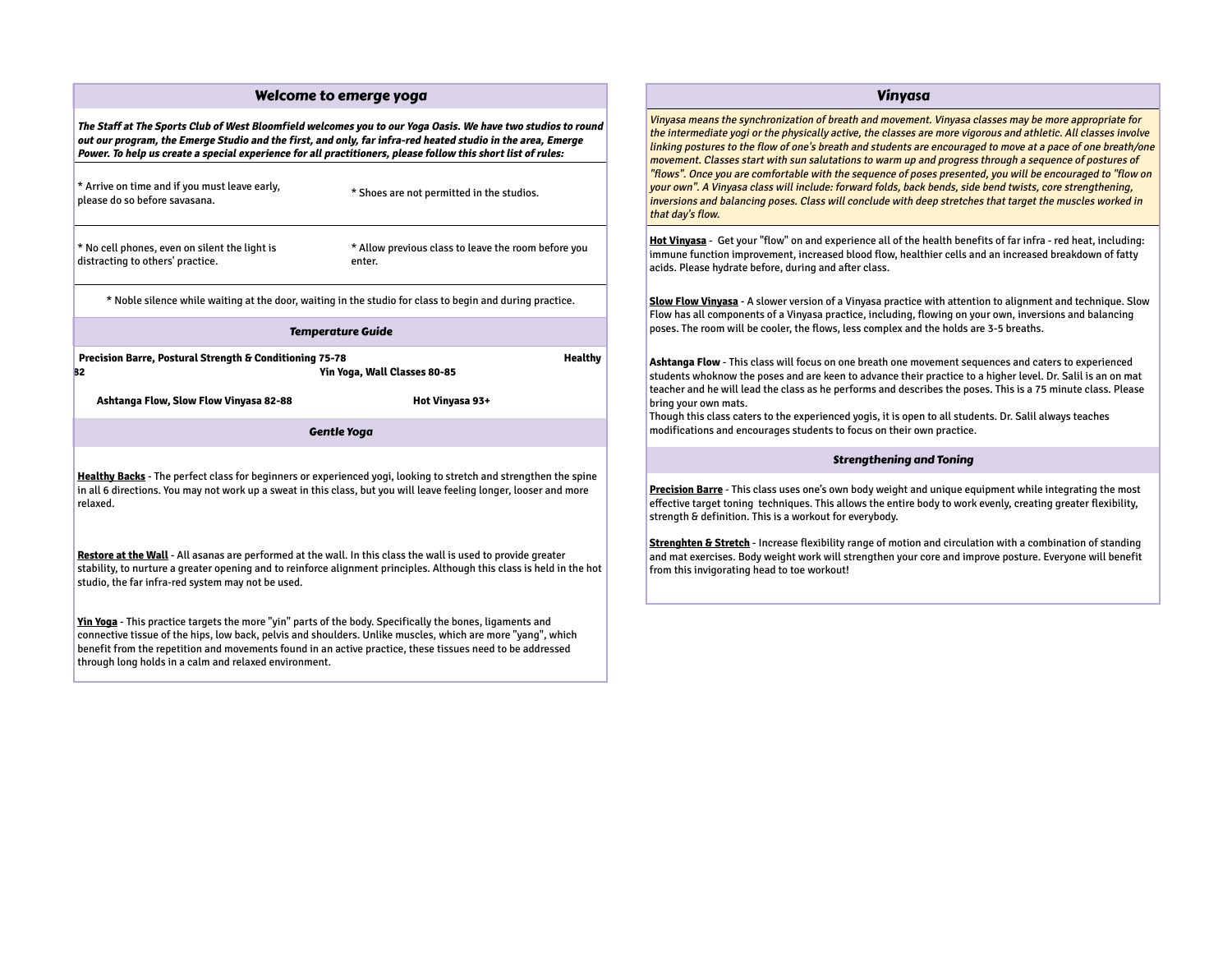## *Welcome to emerge yoga*

***The Staff at The Sports Club of West Bloomfield welcomes you to our Yoga Oasis. We have two studios to round out our program, the Emerge Studio and the first, and only, far infra-red heated studio in the area, Emerge Power. To help us create a special experience for all practitioners, please follow this short list of rules:***

| | |
|---|---|
| * Arrive on time and if you must leave early, please do so before savasana. | * Shoes are not permitted in the studios. |
| * No cell phones, even on silent the light is distracting to others' practice. | * Allow previous class to leave the room before you enter. |

* Noble silence while waiting at the door, waiting in the studio for class to begin and during practice.

### *Temperature Guide*

**Precision Barre, Postural Strength & Conditioning 75-78**

**Healthy 82**

**Yin Yoga, Wall Classes 80-85**

**Ashtanga Flow, Slow Flow Vinyasa 82-88**

**Hot Vinyasa 93+**

### *Gentle Yoga*

**Healthy Backs** - The perfect class for beginners or experienced yogi, looking to stretch and strengthen the spine in all 6 directions. You may not work up a sweat in this class, but you will leave feeling longer, looser and more relaxed.

**Restore at the Wall** - All asanas are performed at the wall. In this class the wall is used to provide greater stability, to nurture a greater opening and to reinforce alignment principles. Although this class is held in the hot studio, the far infra-red system may not be used.

**Yin Yoga** - This practice targets the more "yin" parts of the body. Specifically the bones, ligaments and connective tissue of the hips, low back, pelvis and shoulders. Unlike muscles, which are more "yang", which benefit from the repetition and movements found in an active practice, these tissues need to be addressed through long holds in a calm and relaxed environment.

## *Vinyasa*

*Vinyasa means the synchronization of breath and movement. Vinyasa classes may be more appropriate for the intermediate yogi or the physically active, the classes are more vigorous and athletic. All classes involve linking postures to the flow of one's breath and students are encouraged to move at a pace of one breath/one movement. Classes start with sun salutations to warm up and progress through a sequence of postures of "flows". Once you are comfortable with the sequence of poses presented, you will be encouraged to "flow on your own". A Vinyasa class will include: forward folds, back bends, side bend twists, core strengthening, inversions and balancing poses. Class will conclude with deep stretches that target the muscles worked in that day's flow.*

**Hot Vinyasa** - Get your "flow" on and experience all of the health benefits of far infra - red heat, including: immune function improvement, increased blood flow, healthier cells and an increased breakdown of fatty acids. Please hydrate before, during and after class.

**Slow Flow Vinyasa** - A slower version of a Vinyasa practice with attention to alignment and technique. Slow Flow has all components of a Vinyasa practice, including, flowing on your own, inversions and balancing poses. The room will be cooler, the flows, less complex and the holds are 3-5 breaths.

**Ashtanga Flow** - This class will focus on one breath one movement sequences and caters to experienced students whoknow the poses and are keen to advance their practice to a higher level. Dr. Salil is an on mat teacher and he will lead the class as he performs and describes the poses. This is a 75 minute class. Please bring your own mats.
Though this class caters to the experienced yogis, it is open to all students. Dr. Salil always teaches modifications and encourages students to focus on their own practice.

### *Strengthening and Toning*

**Precision Barre** - This class uses one's own body weight and unique equipment while integrating the most effective target toning techniques. This allows the entire body to work evenly, creating greater flexibility, strength & definition. This is a workout for everybody.

**Strenghten & Stretch** - Increase flexibility range of motion and circulation with a combination of standing and mat exercises. Body weight work will strengthen your core and improve posture. Everyone will benefit from this invigorating head to toe workout!